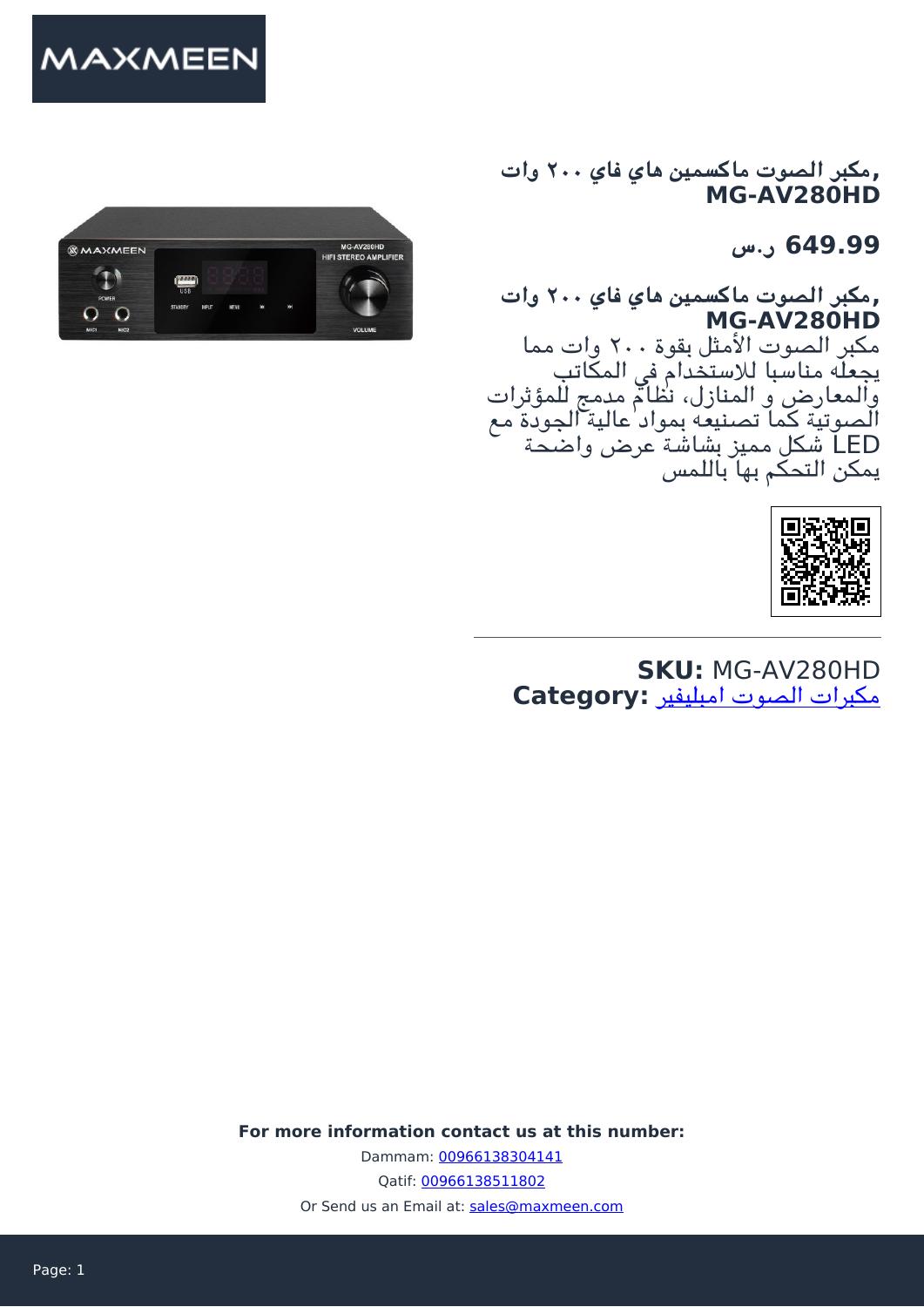MAXMEEN

# مكبر الصوت ماكسمين هاي فاي ٢٠٠ وات, MG-AV280HD

## 649.99 ر.س

**مكبر الصوت ماكسمين هاي فاي ٢٠٠ وات, MG-AV280HD**

مكبر الصوت الأمثل بقوة ٢٠٠ وات مما يجعله مناسبا للاستخدام في المكاتب والمعارض و المنازل، نظام مدمج للمؤثرات الصوتية كما تصنيعه بمواد عالية الجودة مع شكل مميز بشاشة عرض واضحة LED يمكن التحكم بها باللمس

---

**SKU:** MG-AV280HD
**Category:** مكبرات الصوت امبليفير

**For more information contact us at this number:**

Dammam: 00966138304141

Qatif: 00966138511802

Or Send us an Email at: sales@maxmeen.com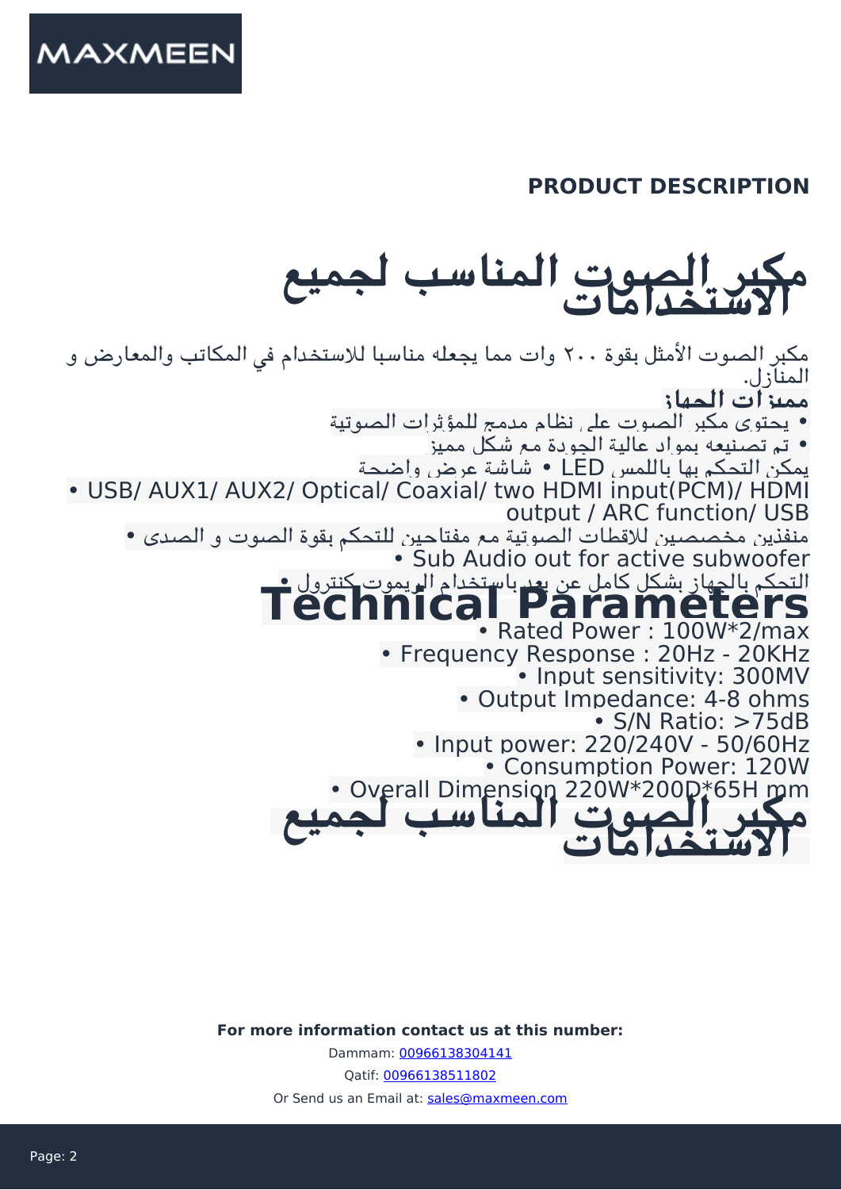**PRODUCT DESCRIPTION**

# مكبر الصوت المناسب لجميع الاستخدامات

مكبر الصوت الأمثل بقوة ٢٠٠ وات مما يجعله مناسبا للاستخدام في المكاتب والمعارض و المنازل.

**مميزات الجهاز:**

- يحتوي مكبر الصوت على نظام مدمج للمؤثرات الصوتية
- تم تصنيعه بمواد عالية الجودة مع شكل مميز
- يمكن التحكم بها باللمس LED • شاشة عرض واضحة
- USB/ AUX1/ AUX2/ Optical/ Coaxial/ two HDMI input(PCM)/ HDMI output / ARC function/ USB
- منفذين مخصصين للاقطات الصوتية مع مفتاحين للتحكم بقوة الصوت و الصدى
- Sub Audio out for active subwoofer
- التحكم بالجهاز بشكل كامل عن بعد باستخدام الريموت كنترول

# Technical Parameters

- Rated Power : 100W*2/max
- Frequency Response : 20Hz - 20KHz
- Input sensitivity: 300MV
- Output Impedance: 4-8 ohms
- S/N Ratio: >75dB
- Input power: 220/240V - 50/60Hz
- Consumption Power: 120W
- Overall Dimension 220W*200D*65H mm

# مكبر الصوت المناسب لجميع الاستخدامات

**For more information contact us at this number:**

Dammam: 00966138304141

Qatif: 00966138511802

Or Send us an Email at: sales@maxmeen.com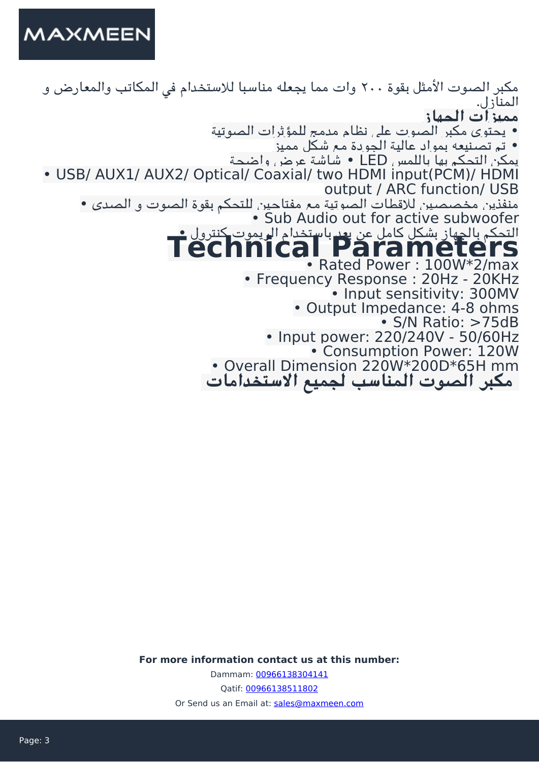مكبر الصوت الأمثل بقوة ٢٠٠ وات مما يجعله مناسبا للاستخدام في المكاتب والمعارض و المنازل.

**مميزات الجهاز:**

- يحتوي مكبر الصوت على نظام مدمج للمؤثرات الصوتية
- تم تصنيعه بمواد عالية الجودة مع شكل مميز
- يمكن التحكم بها باللمس LED • شاشة عرض واضحة
- USB/ AUX1/ AUX2/ Optical/ Coaxial/ two HDMI input(PCM)/ HDMI output / ARC function/ USB
- منفذين مخصصين للاقطات الصوتية مع مفتاحين للتحكم بقوة الصوت و الصدى
- Sub Audio out for active subwoofer
- التحكم بالجهاز بشكل كامل عن بعد باستخدام الريموت كنترول

# Technical Parameters

- Rated Power : 100W*2/max
- Frequency Response : 20Hz - 20KHz
- Input sensitivity: 300MV
- Output Impedance: 4-8 ohms
- S/N Ratio: >75dB
- Input power: 220/240V - 50/60Hz
- Consumption Power: 120W
- Overall Dimension 220W*200D*65H mm

**مكبر الصوت المناسب لجميع الاستخدامات**

**For more information contact us at this number:**

Dammam: 00966138304141

Qatif: 00966138511802

Or Send us an Email at: sales@maxmeen.com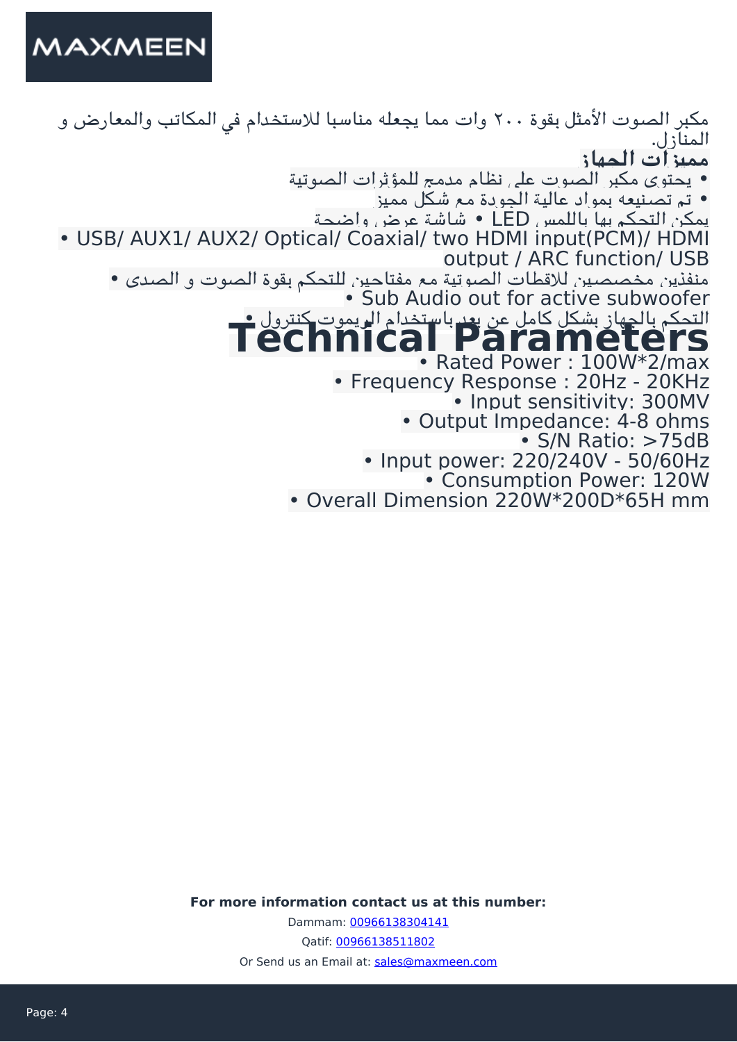مكبر الصوت الأمثل بقوة ٢٠٠ وات مما يجعله مناسبا للاستخدام في المكاتب والمعارض و المنازل.

**مميزات الجهاز:**

- يحتوى مكبر الصوت على نظام مدمج للمؤثرات الصوتية
- تم تصنيعه بمواد عالية الجودة مع شكل مميز
- يمكن التحكم بها باللمس LED • شاشة عرض واضحة
- USB/ AUX1/ AUX2/ Optical/ Coaxial/ two HDMI input(PCM)/ HDMI output / ARC function/ USB
- منفذين مخصصين للاقطات الصوتية مع مفتاحين للتحكم بقوة الصوت و الصدى
- Sub Audio out for active subwoofer
- التحكم بالجهاز بشكل كامل عن بعد باستخدام الريموت كنترول

# Technical Parameters

- Rated Power : 100W*2/max
- Frequency Response : 20Hz - 20KHz
- Input sensitivity: 300MV
- Output Impedance: 4-8 ohms
- S/N Ratio: >75dB
- Input power: 220/240V - 50/60Hz
- Consumption Power: 120W
- Overall Dimension 220W*200D*65H mm

**For more information contact us at this number:**

Dammam: 00966138304141

Qatif: 00966138511802

Or Send us an Email at: sales@maxmeen.com